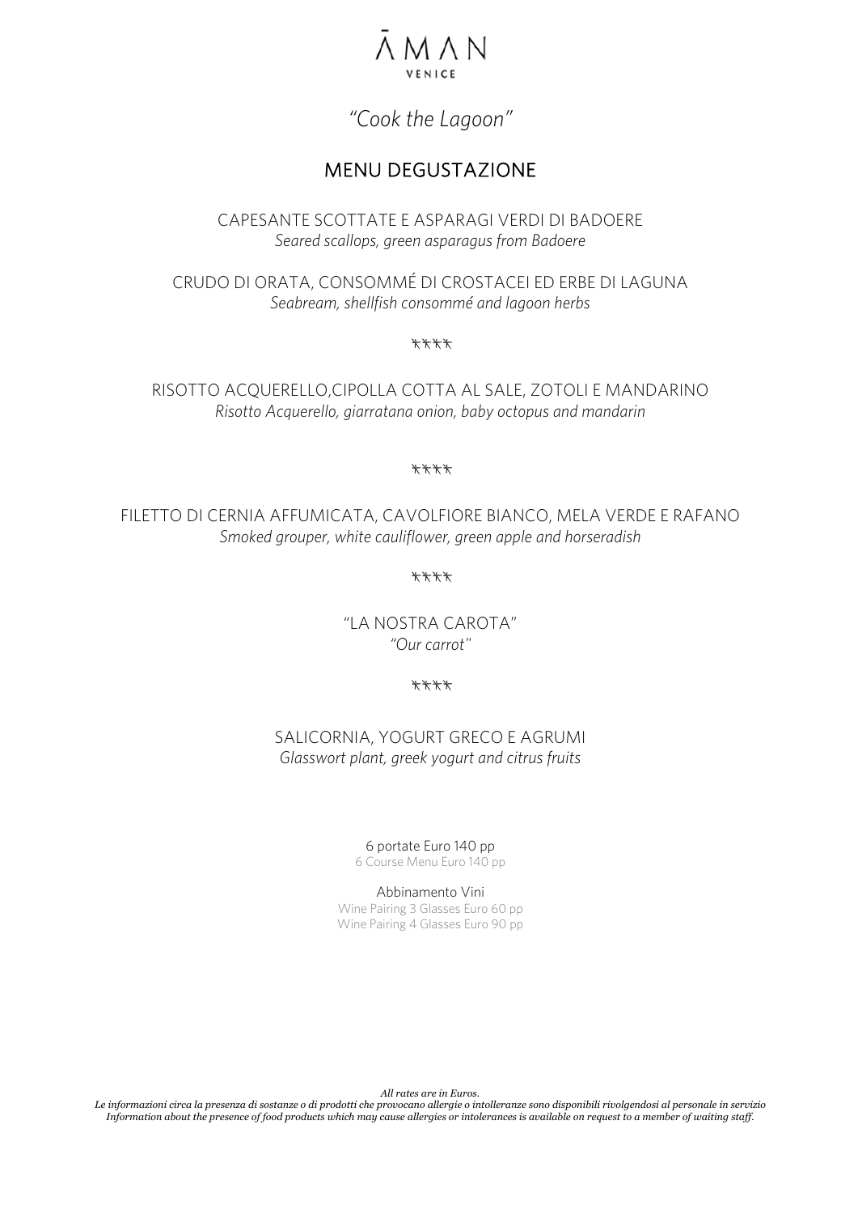# ĀMAN
VENICE

*"Cook the Lagoon"*

## MENU DEGUSTAZIONE

CAPESANTE SCOTTATE E ASPARAGI VERDI DI BADOERE
*Seared scallops, green asparagus from Badoere*

CRUDO DI ORATA, CONSOMMÉ DI CROSTACEI ED ERBE DI LAGUNA
*Seabream, shellfish consommé and lagoon herbs*

****

RISOTTO ACQUERELLO,CIPOLLA COTTA AL SALE, ZOTOLI E MANDARINO
*Risotto Acquerello, giarratana onion, baby octopus and mandarin*

****

FILETTO DI CERNIA AFFUMICATA, CAVOLFIORE BIANCO, MELA VERDE E RAFANO
*Smoked grouper, white cauliflower, green apple and horseradish*

****

"LA NOSTRA CAROTA"
*"Our carrot"*

****

SALICORNIA, YOGURT GRECO E AGRUMI
*Glasswort plant, greek yogurt and citrus fruits*

6 portate Euro 140 pp
6 Course Menu Euro 140 pp

Abbinamento Vini
Wine Pairing 3 Glasses Euro 60 pp
Wine Pairing 4 Glasses Euro 90 pp

*All rates are in Euros.*
*Le informazioni circa la presenza di sostanze o di prodotti che provocano allergie o intolleranze sono disponibili rivolgendosi al personale in servizio*
*Information about the presence of food products which may cause allergies or intolerances is available on request to a member of waiting staff.*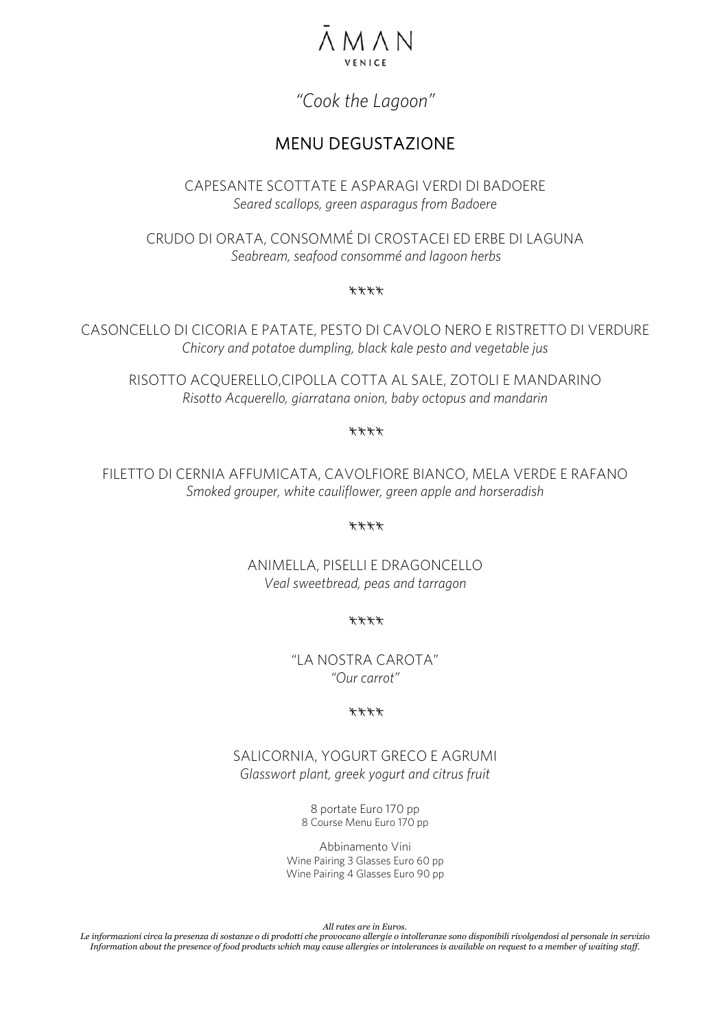# ĀMAN

VENICE

*"Cook the Lagoon"*

## MENU DEGUSTAZIONE

CAPESANTE SCOTTATE E ASPARAGI VERDI DI BADOERE
*Seared scallops, green asparagus from Badoere*

CRUDO DI ORATA, CONSOMMÉ DI CROSTACEI ED ERBE DI LAGUNA
*Seabream, seafood consommé and lagoon herbs*

****

CASONCELLO DI CICORIA E PATATE, PESTO DI CAVOLO NERO E RISTRETTO DI VERDURE
*Chicory and potatoe dumpling, black kale pesto and vegetable jus*

RISOTTO ACQUERELLO,CIPOLLA COTTA AL SALE, ZOTOLI E MANDARINO
*Risotto Acquerello, giarratana onion, baby octopus and mandarin*

****

FILETTO DI CERNIA AFFUMICATA, CAVOLFIORE BIANCO, MELA VERDE E RAFANO
*Smoked grouper, white cauliflower, green apple and horseradish*

****

ANIMELLA, PISELLI E DRAGONCELLO
*Veal sweetbread, peas and tarragon*

****

"LA NOSTRA CAROTA"
*"Our carrot"*

****

SALICORNIA, YOGURT GRECO E AGRUMI
*Glasswort plant, greek yogurt and citrus fruit*

8 portate Euro 170 pp
8 Course Menu Euro 170 pp

Abbinamento Vini
Wine Pairing 3 Glasses Euro 60 pp
Wine Pairing 4 Glasses Euro 90 pp

*All rates are in Euros.*
*Le informazioni circa la presenza di sostanze o di prodotti che provocano allergie o intolleranze sono disponibili rivolgendosi al personale in servizio*
*Information about the presence of food products which may cause allergies or intolerances is available on request to a member of waiting staff.*